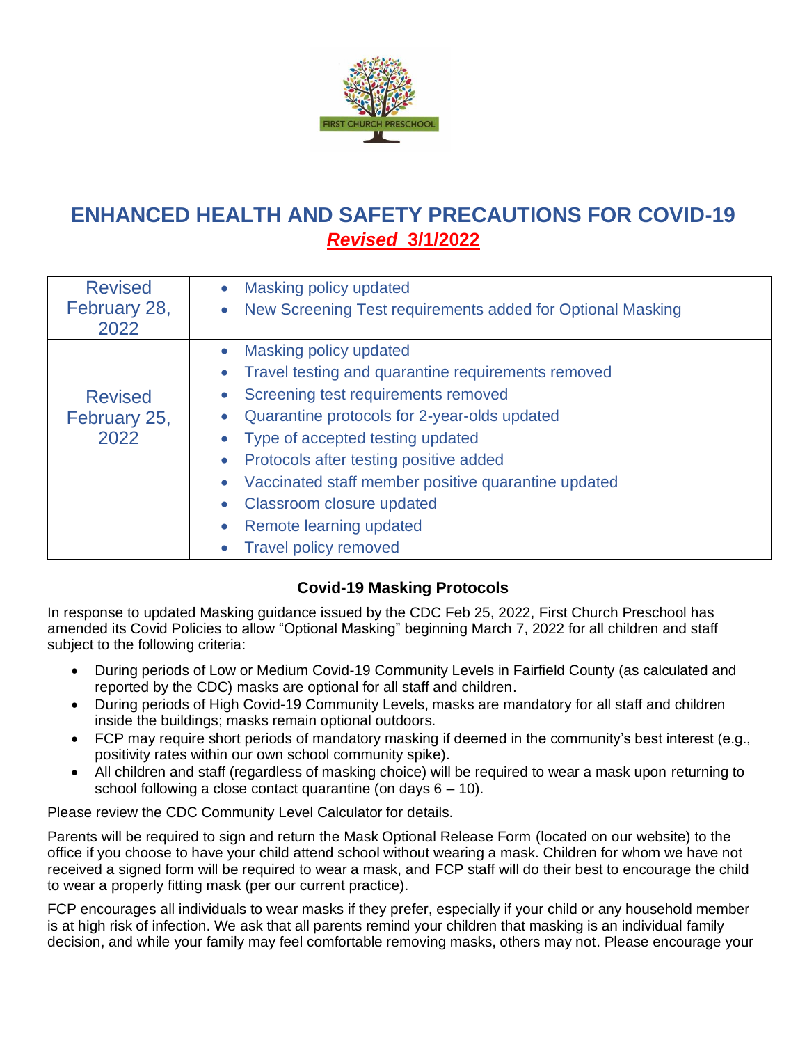# ENHANCED HEALTH AND SAFETY PRECAUTIONS FOR COVID-19

***Revised 3/1/2022***

| Revised | Changes |
|---|---|
| Revised February 28, 2022 | • Masking policy updated<br>• New Screening Test requirements added for Optional Masking |
| Revised February 25, 2022 | • Masking policy updated<br>• Travel testing and quarantine requirements removed<br>• Screening test requirements removed<br>• Quarantine protocols for 2-year-olds updated<br>• Type of accepted testing updated<br>• Protocols after testing positive added<br>• Vaccinated staff member positive quarantine updated<br>• Classroom closure updated<br>• Remote learning updated<br>• Travel policy removed |

### Covid-19 Masking Protocols

In response to updated Masking guidance issued by the CDC Feb 25, 2022, First Church Preschool has amended its Covid Policies to allow "Optional Masking" beginning March 7, 2022 for all children and staff subject to the following criteria:

- During periods of Low or Medium Covid-19 Community Levels in Fairfield County (as calculated and reported by the CDC) masks are optional for all staff and children.
- During periods of High Covid-19 Community Levels, masks are mandatory for all staff and children inside the buildings; masks remain optional outdoors.
- FCP may require short periods of mandatory masking if deemed in the community's best interest (e.g., positivity rates within our own school community spike).
- All children and staff (regardless of masking choice) will be required to wear a mask upon returning to school following a close contact quarantine (on days 6 – 10).

Please review the CDC Community Level Calculator for details.

Parents will be required to sign and return the Mask Optional Release Form (located on our website) to the office if you choose to have your child attend school without wearing a mask. Children for whom we have not received a signed form will be required to wear a mask, and FCP staff will do their best to encourage the child to wear a properly fitting mask (per our current practice).

FCP encourages all individuals to wear masks if they prefer, especially if your child or any household member is at high risk of infection. We ask that all parents remind your children that masking is an individual family decision, and while your family may feel comfortable removing masks, others may not. Please encourage your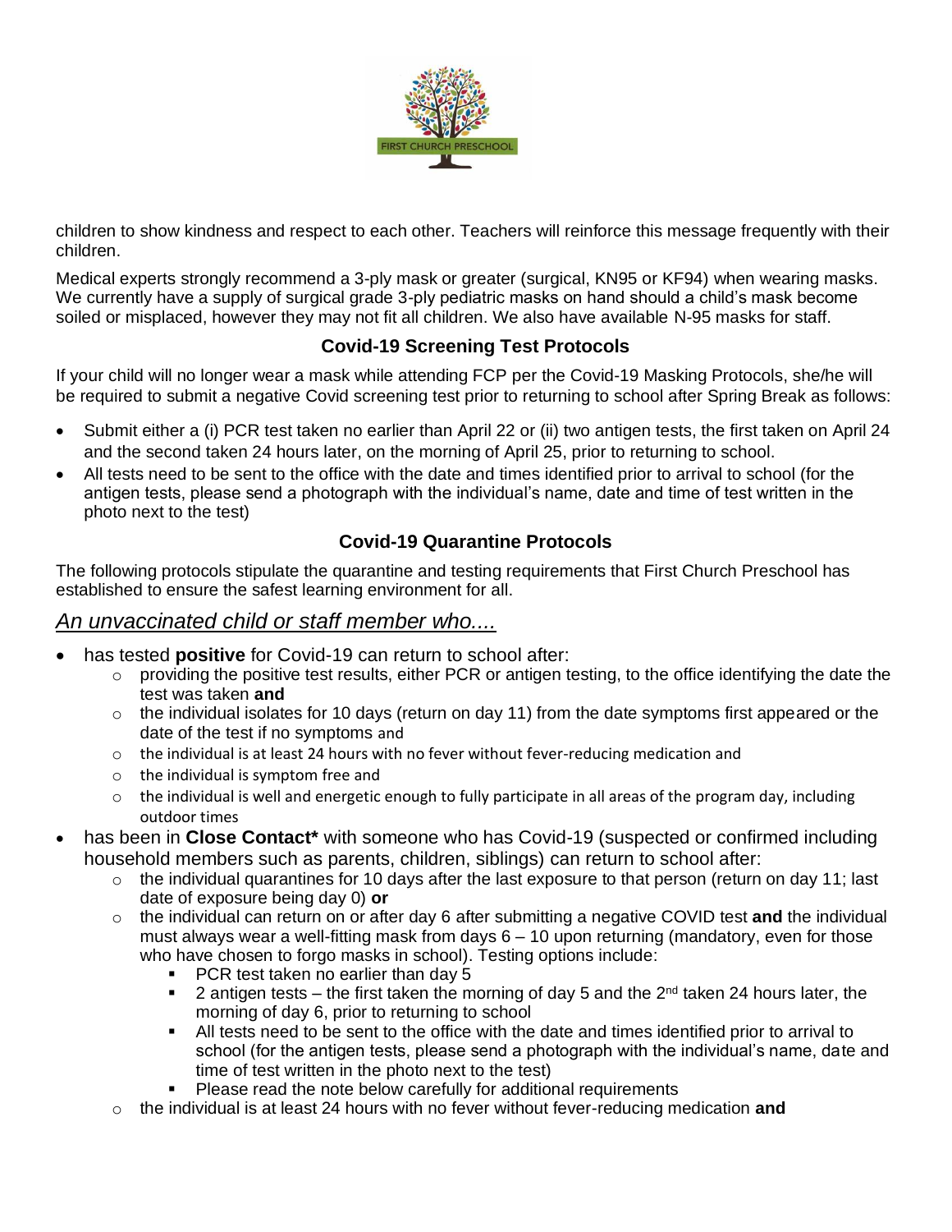children to show kindness and respect to each other. Teachers will reinforce this message frequently with their children.

Medical experts strongly recommend a 3-ply mask or greater (surgical, KN95 or KF94) when wearing masks. We currently have a supply of surgical grade 3-ply pediatric masks on hand should a child's mask become soiled or misplaced, however they may not fit all children. We also have available N-95 masks for staff.

### Covid-19 Screening Test Protocols

If your child will no longer wear a mask while attending FCP per the Covid-19 Masking Protocols, she/he will be required to submit a negative Covid screening test prior to returning to school after Spring Break as follows:

- Submit either a (i) PCR test taken no earlier than April 22 or (ii) two antigen tests, the first taken on April 24 and the second taken 24 hours later, on the morning of April 25, prior to returning to school.
- All tests need to be sent to the office with the date and times identified prior to arrival to school (for the antigen tests, please send a photograph with the individual's name, date and time of test written in the photo next to the test)

### Covid-19 Quarantine Protocols

The following protocols stipulate the quarantine and testing requirements that First Church Preschool has established to ensure the safest learning environment for all.

## *An unvaccinated child or staff member who....*

- has tested **positive** for Covid-19 can return to school after:
  - providing the positive test results, either PCR or antigen testing, to the office identifying the date the test was taken **and**
  - the individual isolates for 10 days (return on day 11) from the date symptoms first appeared or the date of the test if no symptoms and
  - the individual is at least 24 hours with no fever without fever-reducing medication and
  - the individual is symptom free and
  - the individual is well and energetic enough to fully participate in all areas of the program day, including outdoor times
- has been in **Close Contact*** with someone who has Covid-19 (suspected or confirmed including household members such as parents, children, siblings) can return to school after:
  - the individual quarantines for 10 days after the last exposure to that person (return on day 11; last date of exposure being day 0) **or**
  - the individual can return on or after day 6 after submitting a negative COVID test **and** the individual must always wear a well-fitting mask from days 6 – 10 upon returning (mandatory, even for those who have chosen to forgo masks in school). Testing options include:
    - PCR test taken no earlier than day 5
    - 2 antigen tests – the first taken the morning of day 5 and the 2nd taken 24 hours later, the morning of day 6, prior to returning to school
    - All tests need to be sent to the office with the date and times identified prior to arrival to school (for the antigen tests, please send a photograph with the individual's name, date and time of test written in the photo next to the test)
    - Please read the note below carefully for additional requirements
  - the individual is at least 24 hours with no fever without fever-reducing medication **and**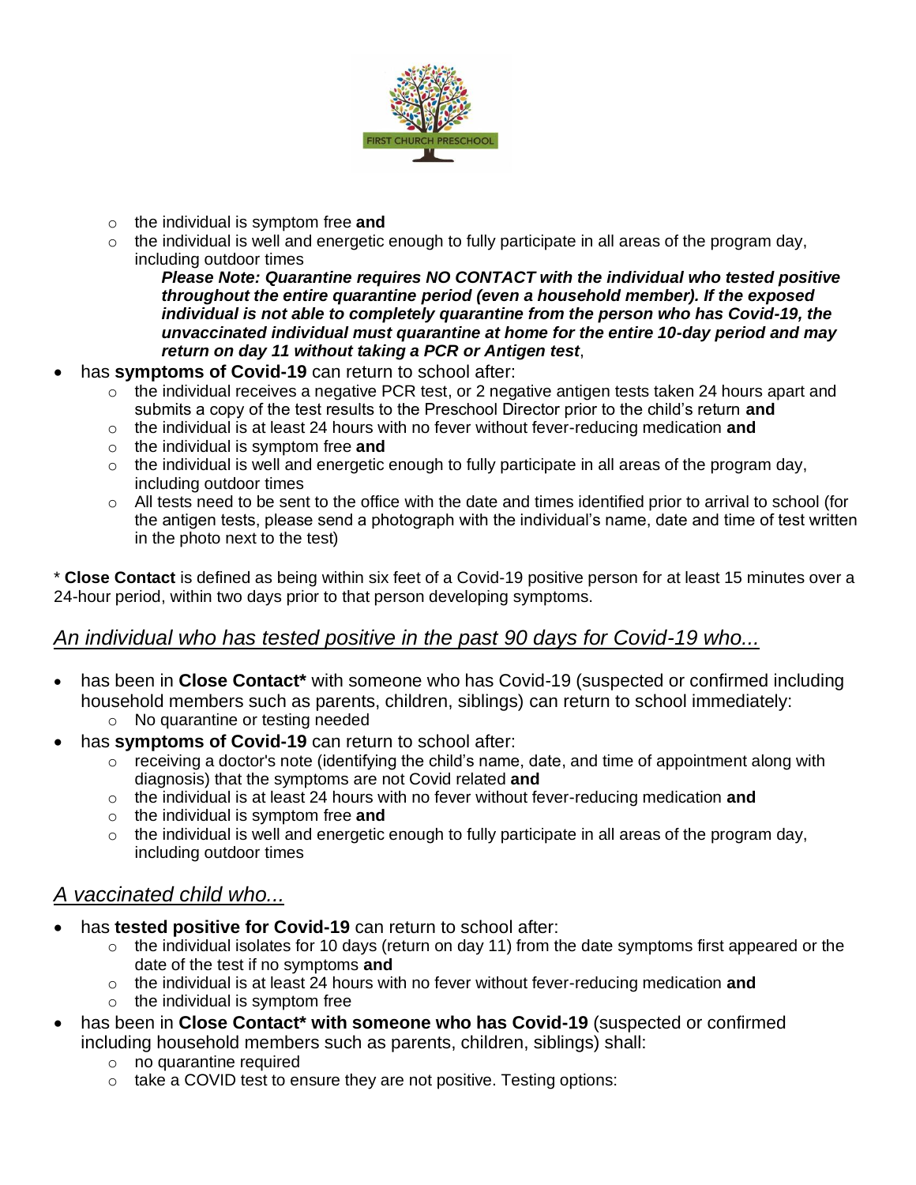- the individual is symptom free **and**
- the individual is well and energetic enough to fully participate in all areas of the program day, including outdoor times

  ***Please Note: Quarantine requires NO CONTACT with the individual who tested positive throughout the entire quarantine period (even a household member). If the exposed individual is not able to completely quarantine from the person who has Covid-19, the unvaccinated individual must quarantine at home for the entire 10-day period and may return on day 11 without taking a PCR or Antigen test***,

- has **symptoms of Covid-19** can return to school after:
  - the individual receives a negative PCR test, or 2 negative antigen tests taken 24 hours apart and submits a copy of the test results to the Preschool Director prior to the child's return **and**
  - the individual is at least 24 hours with no fever without fever-reducing medication **and**
  - the individual is symptom free **and**
  - the individual is well and energetic enough to fully participate in all areas of the program day, including outdoor times
  - All tests need to be sent to the office with the date and times identified prior to arrival to school (for the antigen tests, please send a photograph with the individual's name, date and time of test written in the photo next to the test)

* **Close Contact** is defined as being within six feet of a Covid-19 positive person for at least 15 minutes over a 24-hour period, within two days prior to that person developing symptoms.

## *An individual who has tested positive in the past 90 days for Covid-19 who...*

- has been in **Close Contact*** with someone who has Covid-19 (suspected or confirmed including household members such as parents, children, siblings) can return to school immediately:
  - No quarantine or testing needed
- has **symptoms of Covid-19** can return to school after:
  - receiving a doctor's note (identifying the child's name, date, and time of appointment along with diagnosis) that the symptoms are not Covid related **and**
  - the individual is at least 24 hours with no fever without fever-reducing medication **and**
  - the individual is symptom free **and**
  - the individual is well and energetic enough to fully participate in all areas of the program day, including outdoor times

## *A vaccinated child who...*

- has **tested positive for Covid-19** can return to school after:
  - the individual isolates for 10 days (return on day 11) from the date symptoms first appeared or the date of the test if no symptoms **and**
  - the individual is at least 24 hours with no fever without fever-reducing medication **and**
  - the individual is symptom free
- has been in **Close Contact* with someone who has Covid-19** (suspected or confirmed including household members such as parents, children, siblings) shall:
  - no quarantine required
  - take a COVID test to ensure they are not positive. Testing options: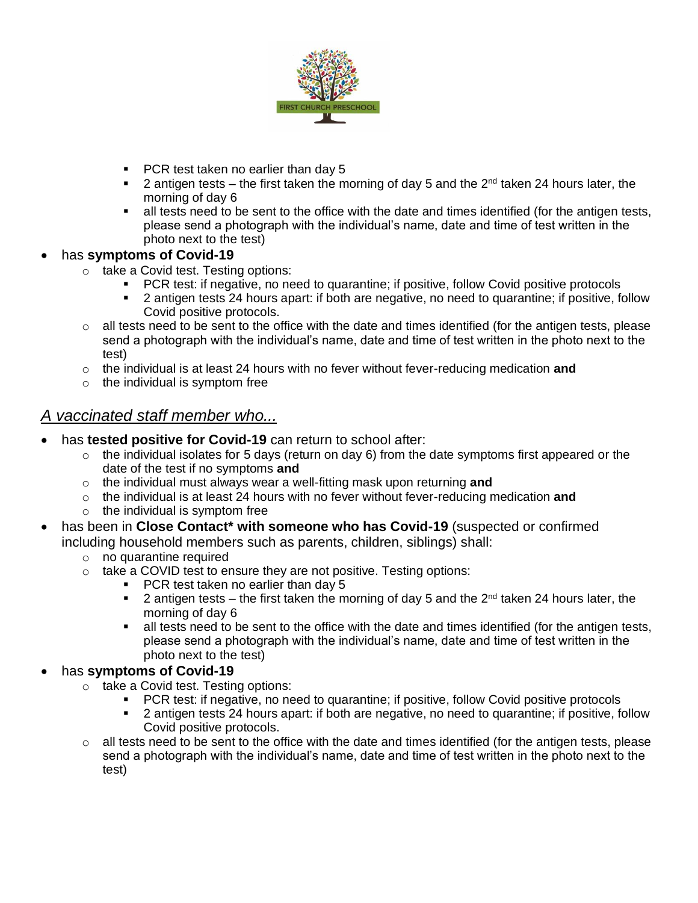- PCR test taken no earlier than day 5
    - 2 antigen tests – the first taken the morning of day 5 and the 2nd taken 24 hours later, the morning of day 6
    - all tests need to be sent to the office with the date and times identified (for the antigen tests, please send a photograph with the individual's name, date and time of test written in the photo next to the test)

- has **symptoms of Covid-19**
  - take a Covid test. Testing options:
    - PCR test: if negative, no need to quarantine; if positive, follow Covid positive protocols
    - 2 antigen tests 24 hours apart: if both are negative, no need to quarantine; if positive, follow Covid positive protocols.
  - all tests need to be sent to the office with the date and times identified (for the antigen tests, please send a photograph with the individual's name, date and time of test written in the photo next to the test)
  - the individual is at least 24 hours with no fever without fever-reducing medication **and**
  - the individual is symptom free

## *A vaccinated staff member who...*

- has **tested positive for Covid-19** can return to school after:
  - the individual isolates for 5 days (return on day 6) from the date symptoms first appeared or the date of the test if no symptoms **and**
  - the individual must always wear a well-fitting mask upon returning **and**
  - the individual is at least 24 hours with no fever without fever-reducing medication **and**
  - the individual is symptom free
- has been in **Close Contact* with someone who has Covid-19** (suspected or confirmed including household members such as parents, children, siblings) shall:
  - no quarantine required
  - take a COVID test to ensure they are not positive. Testing options:
    - PCR test taken no earlier than day 5
    - 2 antigen tests – the first taken the morning of day 5 and the 2nd taken 24 hours later, the morning of day 6
    - all tests need to be sent to the office with the date and times identified (for the antigen tests, please send a photograph with the individual's name, date and time of test written in the photo next to the test)
- has **symptoms of Covid-19**
  - take a Covid test. Testing options:
    - PCR test: if negative, no need to quarantine; if positive, follow Covid positive protocols
    - 2 antigen tests 24 hours apart: if both are negative, no need to quarantine; if positive, follow Covid positive protocols.
  - all tests need to be sent to the office with the date and times identified (for the antigen tests, please send a photograph with the individual's name, date and time of test written in the photo next to the test)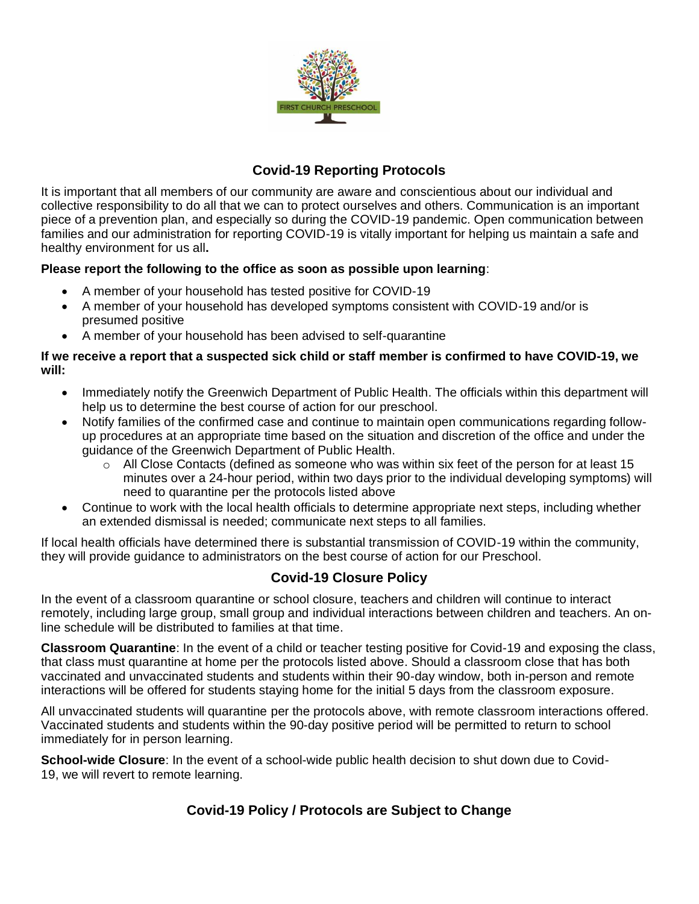## Covid-19 Reporting Protocols

It is important that all members of our community are aware and conscientious about our individual and collective responsibility to do all that we can to protect ourselves and others. Communication is an important piece of a prevention plan, and especially so during the COVID-19 pandemic. Open communication between families and our administration for reporting COVID-19 is vitally important for helping us maintain a safe and healthy environment for us all**.**

**Please report the following to the office as soon as possible upon learning**:

- A member of your household has tested positive for COVID-19
- A member of your household has developed symptoms consistent with COVID-19 and/or is presumed positive
- A member of your household has been advised to self-quarantine

**If we receive a report that a suspected sick child or staff member is confirmed to have COVID-19, we will:**

- Immediately notify the Greenwich Department of Public Health. The officials within this department will help us to determine the best course of action for our preschool.
- Notify families of the confirmed case and continue to maintain open communications regarding follow-up procedures at an appropriate time based on the situation and discretion of the office and under the guidance of the Greenwich Department of Public Health.
  - All Close Contacts (defined as someone who was within six feet of the person for at least 15 minutes over a 24-hour period, within two days prior to the individual developing symptoms) will need to quarantine per the protocols listed above
- Continue to work with the local health officials to determine appropriate next steps, including whether an extended dismissal is needed; communicate next steps to all families.

If local health officials have determined there is substantial transmission of COVID-19 within the community, they will provide guidance to administrators on the best course of action for our Preschool.

## Covid-19 Closure Policy

In the event of a classroom quarantine or school closure, teachers and children will continue to interact remotely, including large group, small group and individual interactions between children and teachers. An on-line schedule will be distributed to families at that time.

**Classroom Quarantine**: In the event of a child or teacher testing positive for Covid-19 and exposing the class, that class must quarantine at home per the protocols listed above. Should a classroom close that has both vaccinated and unvaccinated students and students within their 90-day window, both in-person and remote interactions will be offered for students staying home for the initial 5 days from the classroom exposure.

All unvaccinated students will quarantine per the protocols above, with remote classroom interactions offered. Vaccinated students and students within the 90-day positive period will be permitted to return to school immediately for in person learning.

**School-wide Closure**: In the event of a school-wide public health decision to shut down due to Covid-19, we will revert to remote learning.

## Covid-19 Policy / Protocols are Subject to Change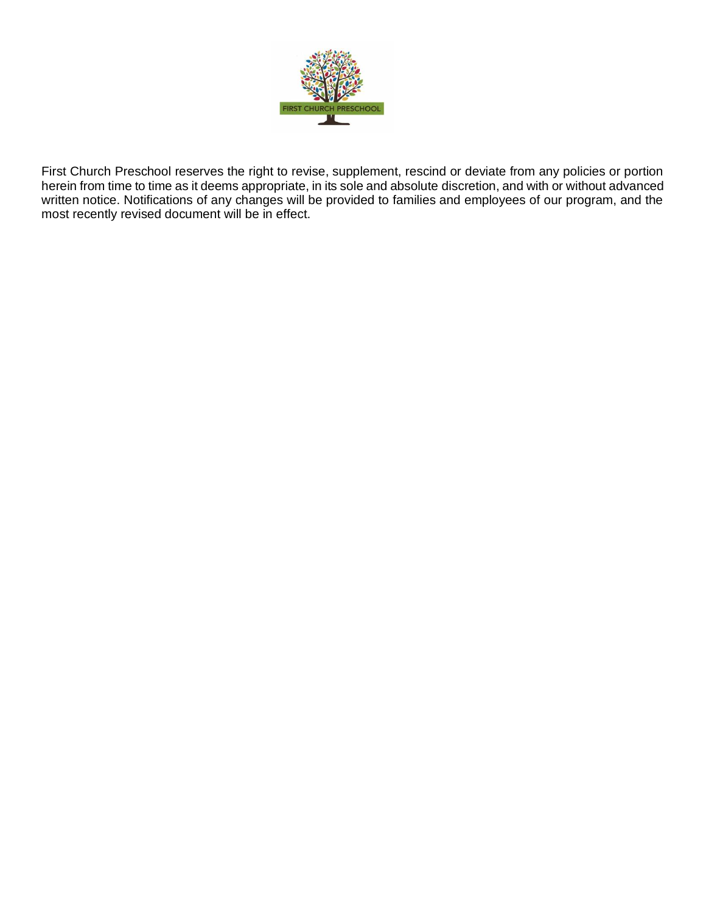First Church Preschool reserves the right to revise, supplement, rescind or deviate from any policies or portion herein from time to time as it deems appropriate, in its sole and absolute discretion, and with or without advanced written notice. Notifications of any changes will be provided to families and employees of our program, and the most recently revised document will be in effect.